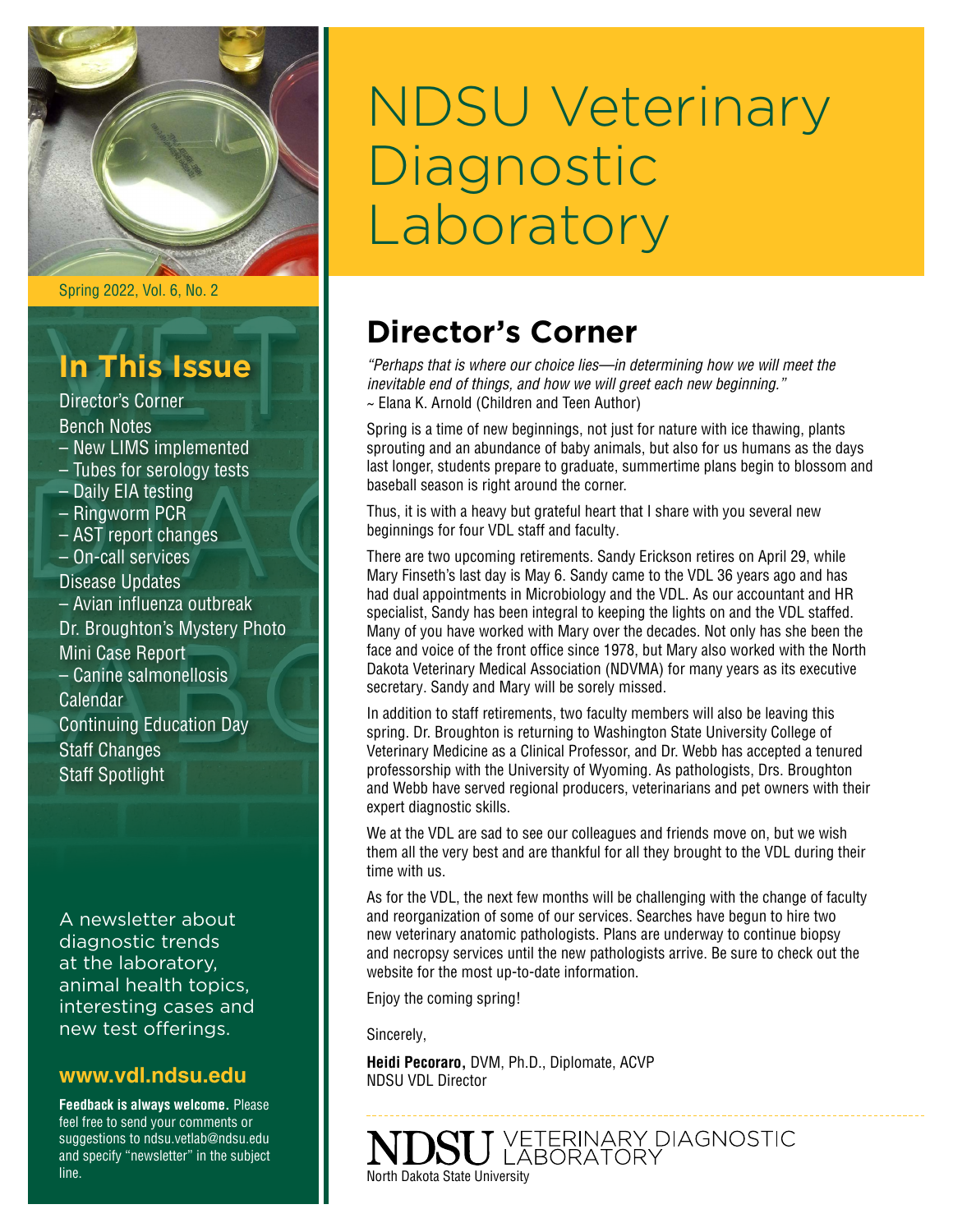# NDSU Veterinary Diagnostic Laboratory

Spring 2022, Vol. 6, No. 2

## In This Issue

Director's Corner
Bench Notes
– New LIMS implemented
– Tubes for serology tests
– Daily EIA testing
– Ringworm PCR
– AST report changes
– On-call services
Disease Updates
– Avian influenza outbreak
Dr. Broughton's Mystery Photo
Mini Case Report
– Canine salmonellosis
Calendar
Continuing Education Day
Staff Changes
Staff Spotlight

A newsletter about diagnostic trends at the laboratory, animal health topics, interesting cases and new test offerings.

**www.vdl.ndsu.edu**

**Feedback is always welcome.** Please feel free to send your comments or suggestions to ndsu.vetlab@ndsu.edu and specify "newsletter" in the subject line.

## Director's Corner

*"Perhaps that is where our choice lies—in determining how we will meet the inevitable end of things, and how we will greet each new beginning."*
~ Elana K. Arnold (Children and Teen Author)

Spring is a time of new beginnings, not just for nature with ice thawing, plants sprouting and an abundance of baby animals, but also for us humans as the days last longer, students prepare to graduate, summertime plans begin to blossom and baseball season is right around the corner.

Thus, it is with a heavy but grateful heart that I share with you several new beginnings for four VDL staff and faculty.

There are two upcoming retirements. Sandy Erickson retires on April 29, while Mary Finseth's last day is May 6. Sandy came to the VDL 36 years ago and has had dual appointments in Microbiology and the VDL. As our accountant and HR specialist, Sandy has been integral to keeping the lights on and the VDL staffed. Many of you have worked with Mary over the decades. Not only has she been the face and voice of the front office since 1978, but Mary also worked with the North Dakota Veterinary Medical Association (NDVMA) for many years as its executive secretary. Sandy and Mary will be sorely missed.

In addition to staff retirements, two faculty members will also be leaving this spring. Dr. Broughton is returning to Washington State University College of Veterinary Medicine as a Clinical Professor, and Dr. Webb has accepted a tenured professorship with the University of Wyoming. As pathologists, Drs. Broughton and Webb have served regional producers, veterinarians and pet owners with their expert diagnostic skills.

We at the VDL are sad to see our colleagues and friends move on, but we wish them all the very best and are thankful for all they brought to the VDL during their time with us.

As for the VDL, the next few months will be challenging with the change of faculty and reorganization of some of our services. Searches have begun to hire two new veterinary anatomic pathologists. Plans are underway to continue biopsy and necropsy services until the new pathologists arrive. Be sure to check out the website for the most up-to-date information.

Enjoy the coming spring!

Sincerely,

**Heidi Pecoraro,** DVM, Ph.D., Diplomate, ACVP
NDSU VDL Director

NDSU VETERINARY DIAGNOSTIC LABORATORY
North Dakota State University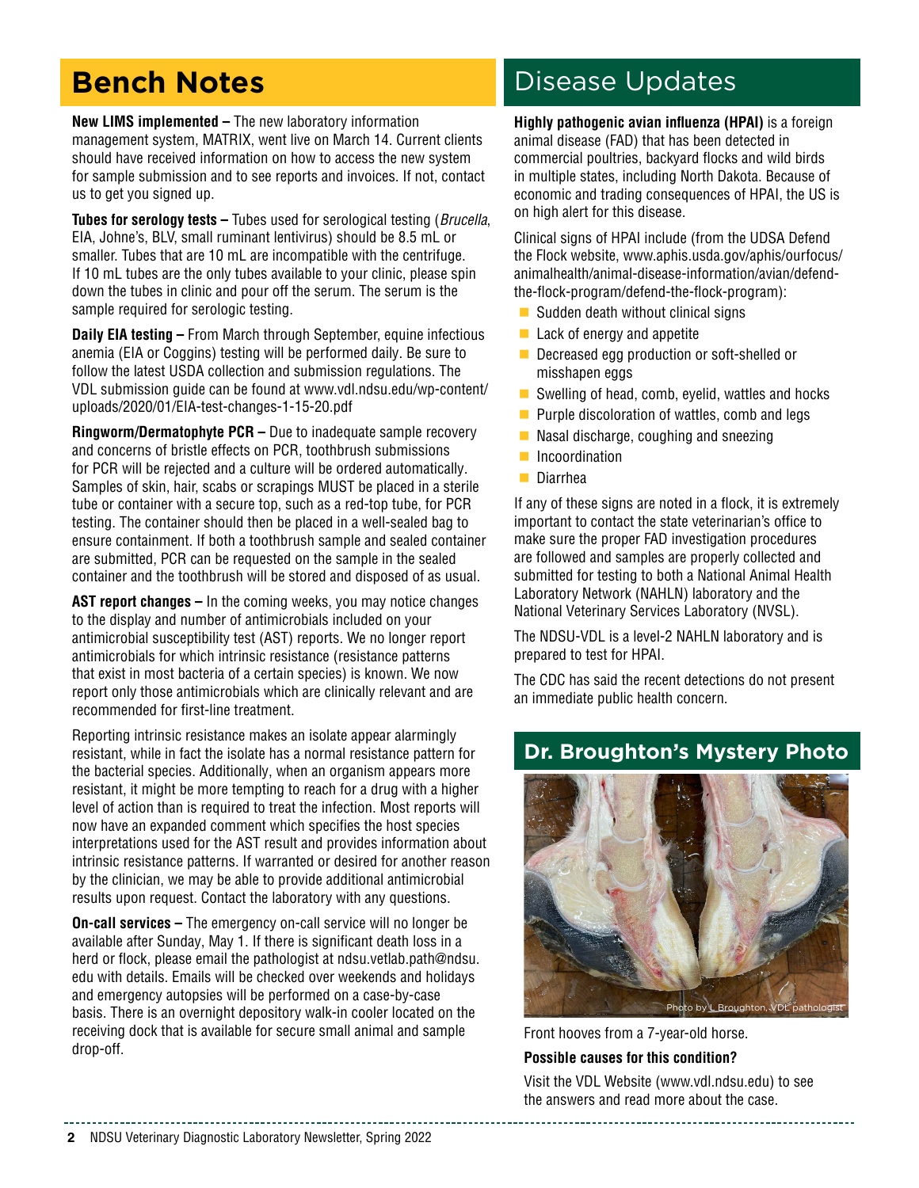## Bench Notes

**New LIMS implemented –** The new laboratory information management system, MATRIX, went live on March 14. Current clients should have received information on how to access the new system for sample submission and to see reports and invoices. If not, contact us to get you signed up.

**Tubes for serology tests –** Tubes used for serological testing (*Brucella*, EIA, Johne's, BLV, small ruminant lentivirus) should be 8.5 mL or smaller. Tubes that are 10 mL are incompatible with the centrifuge. If 10 mL tubes are the only tubes available to your clinic, please spin down the tubes in clinic and pour off the serum. The serum is the sample required for serologic testing.

**Daily EIA testing –** From March through September, equine infectious anemia (EIA or Coggins) testing will be performed daily. Be sure to follow the latest USDA collection and submission regulations. The VDL submission guide can be found at www.vdl.ndsu.edu/wp-content/uploads/2020/01/EIA-test-changes-1-15-20.pdf

**Ringworm/Dermatophyte PCR –** Due to inadequate sample recovery and concerns of bristle effects on PCR, toothbrush submissions for PCR will be rejected and a culture will be ordered automatically. Samples of skin, hair, scabs or scrapings MUST be placed in a sterile tube or container with a secure top, such as a red-top tube, for PCR testing. The container should then be placed in a well-sealed bag to ensure containment. If both a toothbrush sample and sealed container are submitted, PCR can be requested on the sample in the sealed container and the toothbrush will be stored and disposed of as usual.

**AST report changes –** In the coming weeks, you may notice changes to the display and number of antimicrobials included on your antimicrobial susceptibility test (AST) reports. We no longer report antimicrobials for which intrinsic resistance (resistance patterns that exist in most bacteria of a certain species) is known. We now report only those antimicrobials which are clinically relevant and are recommended for first-line treatment.

Reporting intrinsic resistance makes an isolate appear alarmingly resistant, while in fact the isolate has a normal resistance pattern for the bacterial species. Additionally, when an organism appears more resistant, it might be more tempting to reach for a drug with a higher level of action than is required to treat the infection. Most reports will now have an expanded comment which specifies the host species interpretations used for the AST result and provides information about intrinsic resistance patterns. If warranted or desired for another reason by the clinician, we may be able to provide additional antimicrobial results upon request. Contact the laboratory with any questions.

**On-call services –** The emergency on-call service will no longer be available after Sunday, May 1. If there is significant death loss in a herd or flock, please email the pathologist at ndsu.vetlab.path@ndsu.edu with details. Emails will be checked over weekends and holidays and emergency autopsies will be performed on a case-by-case basis. There is an overnight depository walk-in cooler located on the receiving dock that is available for secure small animal and sample drop-off.

## Disease Updates

**Highly pathogenic avian influenza (HPAI)** is a foreign animal disease (FAD) that has been detected in commercial poultries, backyard flocks and wild birds in multiple states, including North Dakota. Because of economic and trading consequences of HPAI, the US is on high alert for this disease.

Clinical signs of HPAI include (from the UDSA Defend the Flock website, www.aphis.usda.gov/aphis/ourfocus/animalhealth/animal-disease-information/avian/defend-the-flock-program/defend-the-flock-program):

- Sudden death without clinical signs
- Lack of energy and appetite
- Decreased egg production or soft-shelled or misshapen eggs
- Swelling of head, comb, eyelid, wattles and hocks
- Purple discoloration of wattles, comb and legs
- Nasal discharge, coughing and sneezing
- Incoordination
- Diarrhea

If any of these signs are noted in a flock, it is extremely important to contact the state veterinarian's office to make sure the proper FAD investigation procedures are followed and samples are properly collected and submitted for testing to both a National Animal Health Laboratory Network (NAHLN) laboratory and the National Veterinary Services Laboratory (NVSL).

The NDSU-VDL is a level-2 NAHLN laboratory and is prepared to test for HPAI.

The CDC has said the recent detections do not present an immediate public health concern.

## Dr. Broughton's Mystery Photo

Photo by L Broughton, VDL pathologist

Front hooves from a 7-year-old horse.

**Possible causes for this condition?**

Visit the VDL Website (www.vdl.ndsu.edu) to see the answers and read more about the case.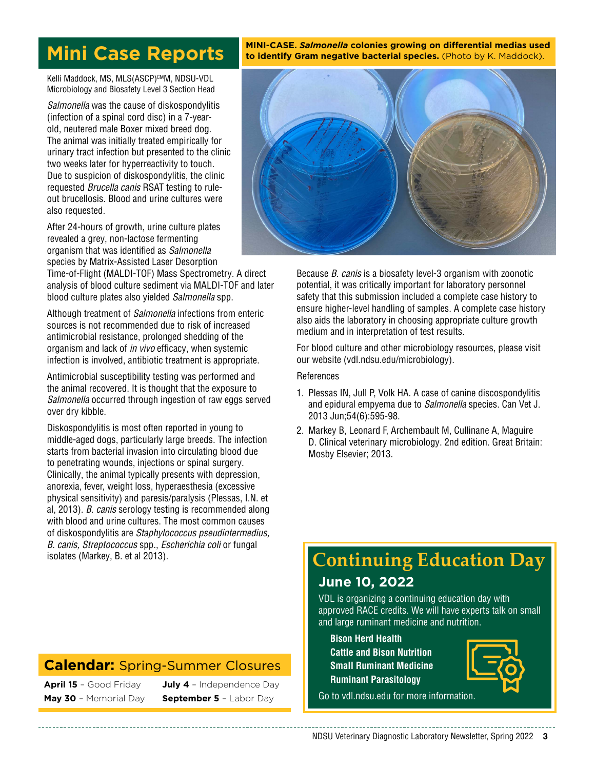# Mini Case Reports

Kelli Maddock, MS, MLS(ASCP)[CM]M, NDSU-VDL Microbiology and Biosafety Level 3 Section Head

*Salmonella* was the cause of diskospondylitis (infection of a spinal cord disc) in a 7-year-old, neutered male Boxer mixed breed dog. The animal was initially treated empirically for urinary tract infection but presented to the clinic two weeks later for hyperreactivity to touch. Due to suspicion of diskospondylitis, the clinic requested *Brucella canis* RSAT testing to rule-out brucellosis. Blood and urine cultures were also requested.

After 24-hours of growth, urine culture plates revealed a grey, non-lactose fermenting organism that was identified as *Salmonella* species by Matrix-Assisted Laser Desorption Time-of-Flight (MALDI-TOF) Mass Spectrometry. A direct analysis of blood culture sediment via MALDI-TOF and later blood culture plates also yielded *Salmonella* spp.

Although treatment of *Salmonella* infections from enteric sources is not recommended due to risk of increased antimicrobial resistance, prolonged shedding of the organism and lack of *in vivo* efficacy, when systemic infection is involved, antibiotic treatment is appropriate.

Antimicrobial susceptibility testing was performed and the animal recovered. It is thought that the exposure to *Salmonella* occurred through ingestion of raw eggs served over dry kibble.

Diskospondylitis is most often reported in young to middle-aged dogs, particularly large breeds. The infection starts from bacterial invasion into circulating blood due to penetrating wounds, injections or spinal surgery. Clinically, the animal typically presents with depression, anorexia, fever, weight loss, hyperaesthesia (excessive physical sensitivity) and paresis/paralysis (Plessas, I.N. et al, 2013). *B. canis* serology testing is recommended along with blood and urine cultures. The most common causes of diskospondylitis are *Staphylococcus pseudintermedius, B. canis, Streptococcus* spp., *Escherichia coli* or fungal isolates (Markey, B. et al 2013).

**MINI-CASE. *Salmonella* colonies growing on differential medias used to identify Gram negative bacterial species.** (Photo by K. Maddock).

Because *B. canis* is a biosafety level-3 organism with zoonotic potential, it was critically important for laboratory personnel safety that this submission included a complete case history to ensure higher-level handling of samples. A complete case history also aids the laboratory in choosing appropriate culture growth medium and in interpretation of test results.

For blood culture and other microbiology resources, please visit our website (vdl.ndsu.edu/microbiology).

References

1. Plessas IN, Jull P, Volk HA. A case of canine discospondylitis and epidural empyema due to *Salmonella* species. Can Vet J. 2013 Jun;54(6):595-98.
2. Markey B, Leonard F, Archembault M, Cullinane A, Maguire D. Clinical veterinary microbiology. 2nd edition. Great Britain: Mosby Elsevier; 2013.

## Calendar: Spring-Summer Closures

**April 15** – Good Friday
**May 30** – Memorial Day
**July 4** – Independence Day
**September 5** – Labor Day

## Continuing Education Day

### June 10, 2022

VDL is organizing a continuing education day with approved RACE credits. We will have experts talk on small and large ruminant medicine and nutrition.

**Bison Herd Health**
**Cattle and Bison Nutrition**
**Small Ruminant Medicine**
**Ruminant Parasitology**

Go to vdl.ndsu.edu for more information.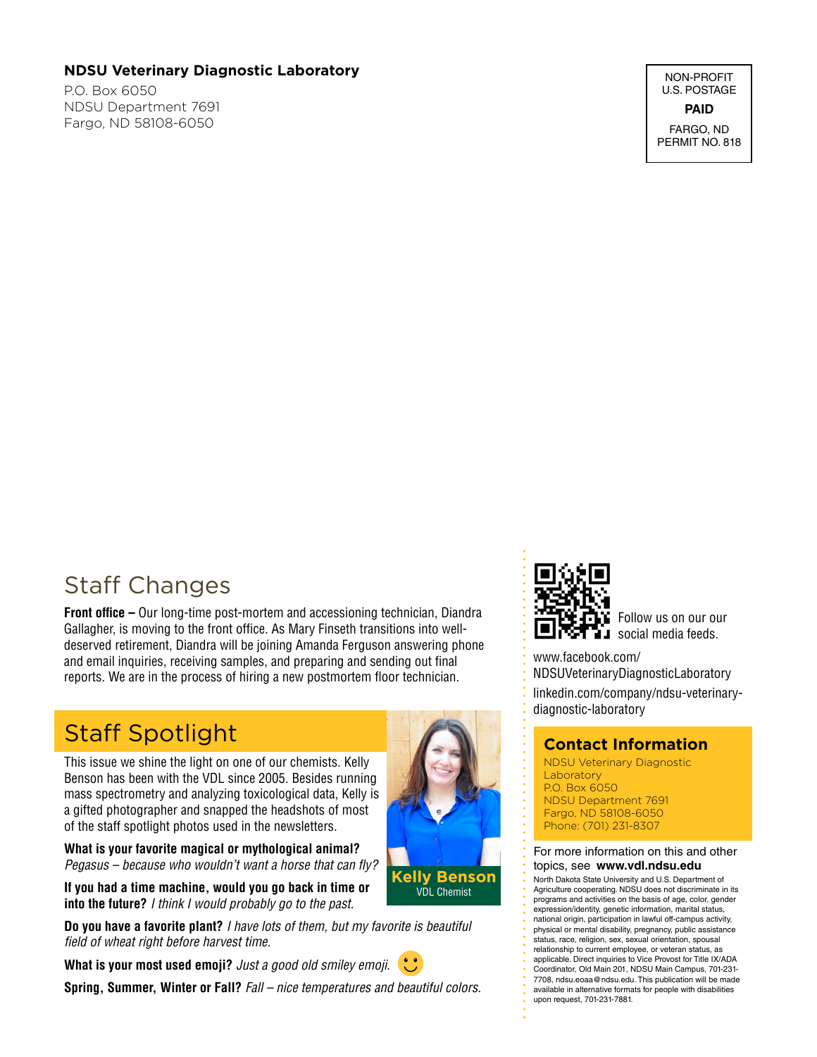**NDSU Veterinary Diagnostic Laboratory**

P.O. Box 6050
NDSU Department 7691
Fargo, ND 58108-6050

NON-PROFIT
U.S. POSTAGE
**PAID**
FARGO, ND
PERMIT NO. 818

## Staff Changes

**Front office –** Our long-time post-mortem and accessioning technician, Diandra Gallagher, is moving to the front office. As Mary Finseth transitions into well-deserved retirement, Diandra will be joining Amanda Ferguson answering phone and email inquiries, receiving samples, and preparing and sending out final reports. We are in the process of hiring a new postmortem floor technician.

## Staff Spotlight

This issue we shine the light on one of our chemists. Kelly Benson has been with the VDL since 2005. Besides running mass spectrometry and analyzing toxicological data, Kelly is a gifted photographer and snapped the headshots of most of the staff spotlight photos used in the newsletters.

**Kelly Benson**
VDL Chemist

**What is your favorite magical or mythological animal?** *Pegasus – because who wouldn't want a horse that can fly?*

**If you had a time machine, would you go back in time or into the future?** *I think I would probably go to the past.*

**Do you have a favorite plant?** *I have lots of them, but my favorite is beautiful field of wheat right before harvest time.*

**What is your most used emoji?** *Just a good old smiley emoji.*

**Spring, Summer, Winter or Fall?** *Fall – nice temperatures and beautiful colors.*

Follow us on our our social media feeds.

www.facebook.com/NDSUVeterinaryDiagnosticLaboratory

linkedin.com/company/ndsu-veterinary-diagnostic-laboratory

### Contact Information

NDSU Veterinary Diagnostic Laboratory
P.O. Box 6050
NDSU Department 7691
Fargo, ND 58108-6050
Phone: (701) 231-8307

For more information on this and other topics, see **www.vdl.ndsu.edu**

North Dakota State University and U.S. Department of Agriculture cooperating. NDSU does not discriminate in its programs and activities on the basis of age, color, gender expression/identity, genetic information, marital status, national origin, participation in lawful off-campus activity, physical or mental disability, pregnancy, public assistance status, race, religion, sex, sexual orientation, spousal relationship to current employee, or veteran status, as applicable. Direct inquiries to Vice Provost for Title IX/ADA Coordinator, Old Main 201, NDSU Main Campus, 701-231-7708, ndsu.eoaa@ndsu.edu. This publication will be made available in alternative formats for people with disabilities upon request, 701-231-7881.